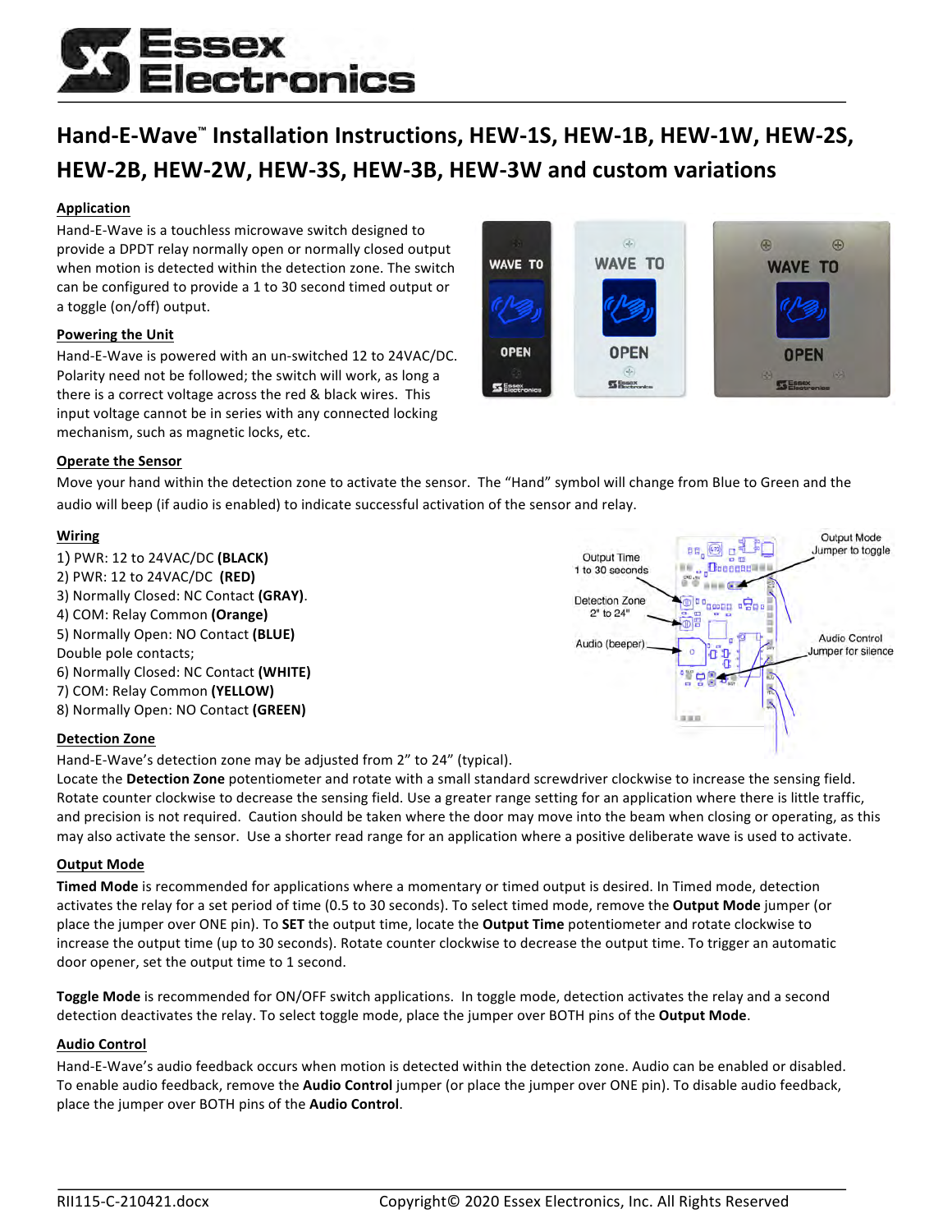# Hand-E-Wave™ Installation Instructions, HEW-1S, HEW-1B, HEW-1W, HEW-2S, HEW-2B, HEW-2W, HEW-3S, HEW-3B, HEW-3W and custom variations

## Application

Hand-E-Wave is a touchless microwave switch designed to provide a DPDT relay normally open or normally closed output when motion is detected within the detection zone. The switch can be configured to provide a 1 to 30 second timed output or a toggle (on/off) output.

## Powering the Unit

Hand-E-Wave is powered with an un-switched 12 to 24VAC/DC. Polarity need not be followed; the switch will work, as long a there is a correct voltage across the red & black wires. This input voltage cannot be in series with any connected locking mechanism, such as magnetic locks, etc.

## Operate the Sensor

Move your hand within the detection zone to activate the sensor. The "Hand" symbol will change from Blue to Green and the audio will beep (if audio is enabled) to indicate successful activation of the sensor and relay.

## Wiring

1) PWR: 12 to 24VAC/DC **(BLACK)**
2) PWR: 12 to 24VAC/DC **(RED)**
3) Normally Closed: NC Contact **(GRAY)**.
4) COM: Relay Common **(Orange)**
5) Normally Open: NO Contact **(BLUE)**

Double pole contacts;

6) Normally Closed: NC Contact **(WHITE)**
7) COM: Relay Common **(YELLOW)**
8) Normally Open: NO Contact **(GREEN)**

## Detection Zone

Hand-E-Wave's detection zone may be adjusted from 2" to 24" (typical).

Locate the **Detection Zone** potentiometer and rotate with a small standard screwdriver clockwise to increase the sensing field. Rotate counter clockwise to decrease the sensing field. Use a greater range setting for an application where there is little traffic, and precision is not required. Caution should be taken where the door may move into the beam when closing or operating, as this may also activate the sensor. Use a shorter read range for an application where a positive deliberate wave is used to activate.

## Output Mode

**Timed Mode** is recommended for applications where a momentary or timed output is desired. In Timed mode, detection activates the relay for a set period of time (0.5 to 30 seconds). To select timed mode, remove the **Output Mode** jumper (or place the jumper over ONE pin). To **SET** the output time, locate the **Output Time** potentiometer and rotate clockwise to increase the output time (up to 30 seconds). Rotate counter clockwise to decrease the output time. To trigger an automatic door opener, set the output time to 1 second.

**Toggle Mode** is recommended for ON/OFF switch applications. In toggle mode, detection activates the relay and a second detection deactivates the relay. To select toggle mode, place the jumper over BOTH pins of the **Output Mode**.

## Audio Control

Hand-E-Wave's audio feedback occurs when motion is detected within the detection zone. Audio can be enabled or disabled. To enable audio feedback, remove the **Audio Control** jumper (or place the jumper over ONE pin). To disable audio feedback, place the jumper over BOTH pins of the **Audio Control**.

RII115-C-210421.docx Copyright© 2020 Essex Electronics, Inc. All Rights Reserved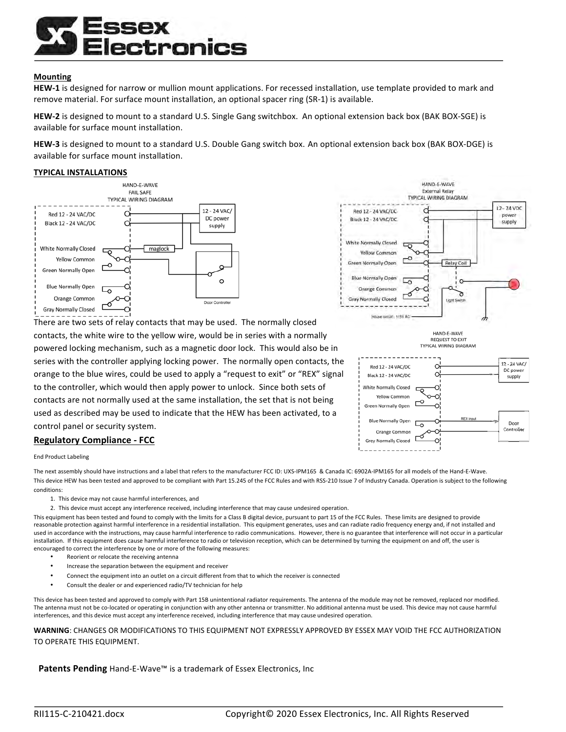## Mounting

**HEW-1** is designed for narrow or mullion mount applications. For recessed installation, use template provided to mark and remove material. For surface mount installation, an optional spacer ring (SR-1) is available.

**HEW-2** is designed to mount to a standard U.S. Single Gang switchbox. An optional extension back box (BAK BOX-SGE) is available for surface mount installation.

**HEW-3** is designed to mount to a standard U.S. Double Gang switch box. An optional extension back box (BAK BOX-DGE) is available for surface mount installation.

## TYPICAL INSTALLATIONS

HAND-E-WAVE FAIL SAFE TYPICAL WIRING DIAGRAM

HAND-E-WAVE External Relay TYPICAL WIRING DIAGRAM

HAND-E-WAVE REQUEST TO EXIT TYPICAL WIRING DIAGRAM

There are two sets of relay contacts that may be used. The normally closed contacts, the white wire to the yellow wire, would be in series with a normally powered locking mechanism, such as a magnetic door lock. This would also be in series with the controller applying locking power. The normally open contacts, the orange to the blue wires, could be used to apply a "request to exit" or "REX" signal to the controller, which would then apply power to unlock. Since both sets of contacts are not normally used at the same installation, the set that is not being used as described may be used to indicate that the HEW has been activated, to a control panel or security system.

## Regulatory Compliance - FCC

End Product Labeling

The next assembly should have instructions and a label that refers to the manufacturer FCC ID: UXS-IPM165 & Canada IC: 6902A-IPM165 for all models of the Hand-E-Wave.

This device HEW has been tested and approved to be compliant with Part 15.245 of the FCC Rules and with RSS-210 Issue 7 of Industry Canada. Operation is subject to the following conditions:

1. This device may not cause harmful interferences, and
2. This device must accept any interference received, including interference that may cause undesired operation.

This equipment has been tested and found to comply with the limits for a Class B digital device, pursuant to part 15 of the FCC Rules. These limits are designed to provide reasonable protection against harmful interference in a residential installation. This equipment generates, uses and can radiate radio frequency energy and, if not installed and used in accordance with the instructions, may cause harmful interference to radio communications. However, there is no guarantee that interference will not occur in a particular installation. If this equipment does cause harmful interference to radio or television reception, which can be determined by turning the equipment on and off, the user is encouraged to correct the interference by one or more of the following measures:

- Reorient or relocate the receiving antenna
- Increase the separation between the equipment and receiver
- Connect the equipment into an outlet on a circuit different from that to which the receiver is connected
- Consult the dealer or and experienced radio/TV technician for help

This device has been tested and approved to comply with Part 15B unintentional radiator requirements. The antenna of the module may not be removed, replaced nor modified. The antenna must not be co-located or operating in conjunction with any other antenna or transmitter. No additional antenna must be used. This device may not cause harmful interferences, and this device must accept any interference received, including interference that may cause undesired operation.

**WARNING**: CHANGES OR MODIFICATIONS TO THIS EQUIPMENT NOT EXPRESSLY APPROVED BY ESSEX MAY VOID THE FCC AUTHORIZATION TO OPERATE THIS EQUIPMENT.

**Patents Pending** Hand-E-Wave™ is a trademark of Essex Electronics, Inc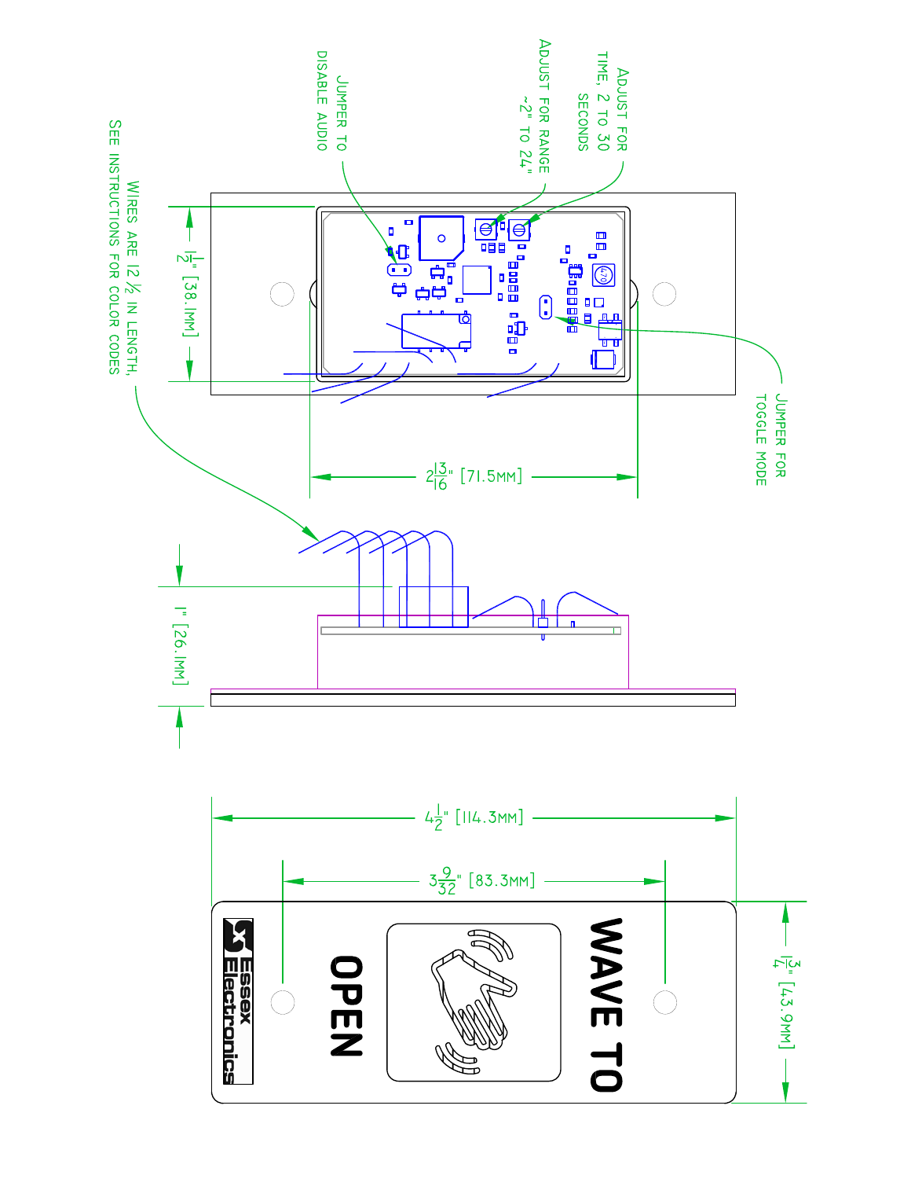ADJUST FOR TIME, 2 TO 30 SECONDS

ADJUST FOR RANGE ~2" TO 24"

JUMPER TO DISABLE AUDIO

WIRES ARE 12 ½ IN LENGTH, SEE INSTRUCTIONS FOR COLOR CODES

JUMPER FOR TOGGLE MODE

$1\frac{1}{2}$" [38.1MM]

$2\frac{13}{16}$" [71.5MM]

1" [26.1MM]

$4\frac{1}{2}$" [114.3MM]

$3\frac{9}{32}$" [83.3MM]

$1\frac{3}{4}$" [43.9MM]

WAVE TO

OPEN

Essex Electronics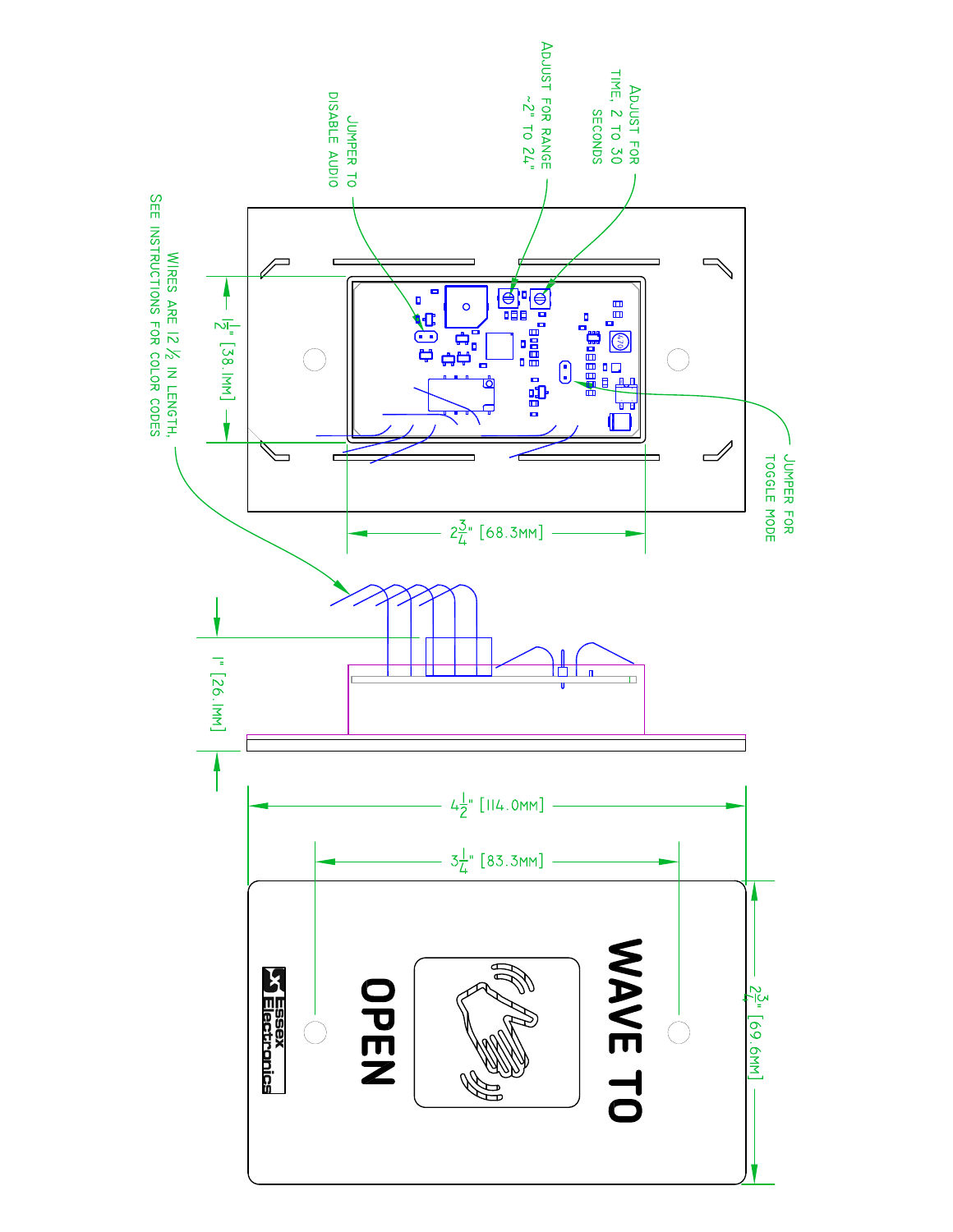ADJUST FOR TIME, 2 TO 30 SECONDS

ADJUST FOR RANGE ~2" TO 24"

JUMPER TO DISABLE AUDIO

WIRES ARE 12 ½ IN LENGTH. SEE INSTRUCTIONS FOR COLOR CODES

JUMPER FOR TOGGLE MODE

$1\frac{1}{2}$" [38.1MM]

$2\frac{3}{4}$" [68.3MM]

1" [26.1MM]

$4\frac{1}{2}$" [114.0MM]

$3\frac{1}{4}$" [83.3MM]

$2\frac{3}{4}$" [69.6MM]

WAVE TO OPEN

Essex Electronics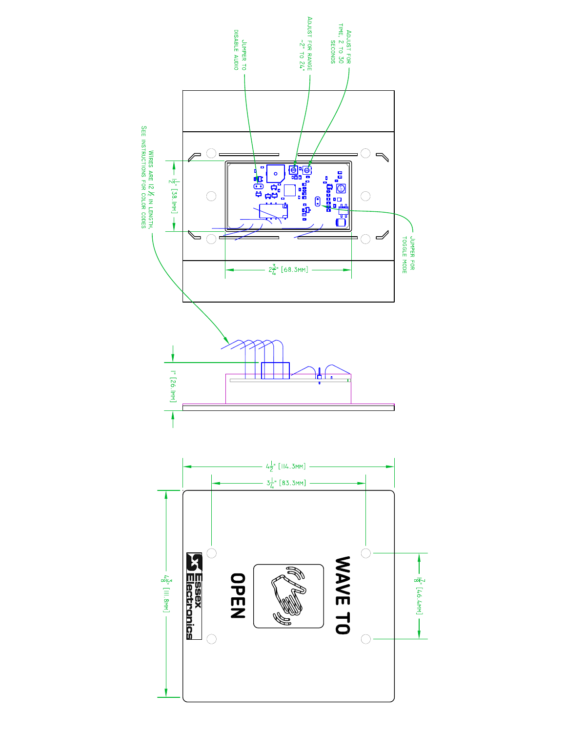ADJUST FOR TIME, 2 TO 30 SECONDS

ADJUST FOR RANGE ~2" TO 24"

JUMPER TO DISABLE AUDIO

WIRES ARE 12 ½ IN LENGTH, SEE INSTRUCTIONS FOR COLOR CODES

$1\frac{1}{2}$" [38.1MM]

JUMPER FOR TOGGLE MODE

$2\frac{3}{4}$" [68.3MM]

1" [26.1MM]

$4\frac{1}{2}$" [114.3MM]

$3\frac{1}{4}$" [83.3MM]

$4\frac{3}{8}$" [111.8MM]

$1\frac{7}{8}$" [46.4MM]

WAVE TO OPEN

Essex Electronics